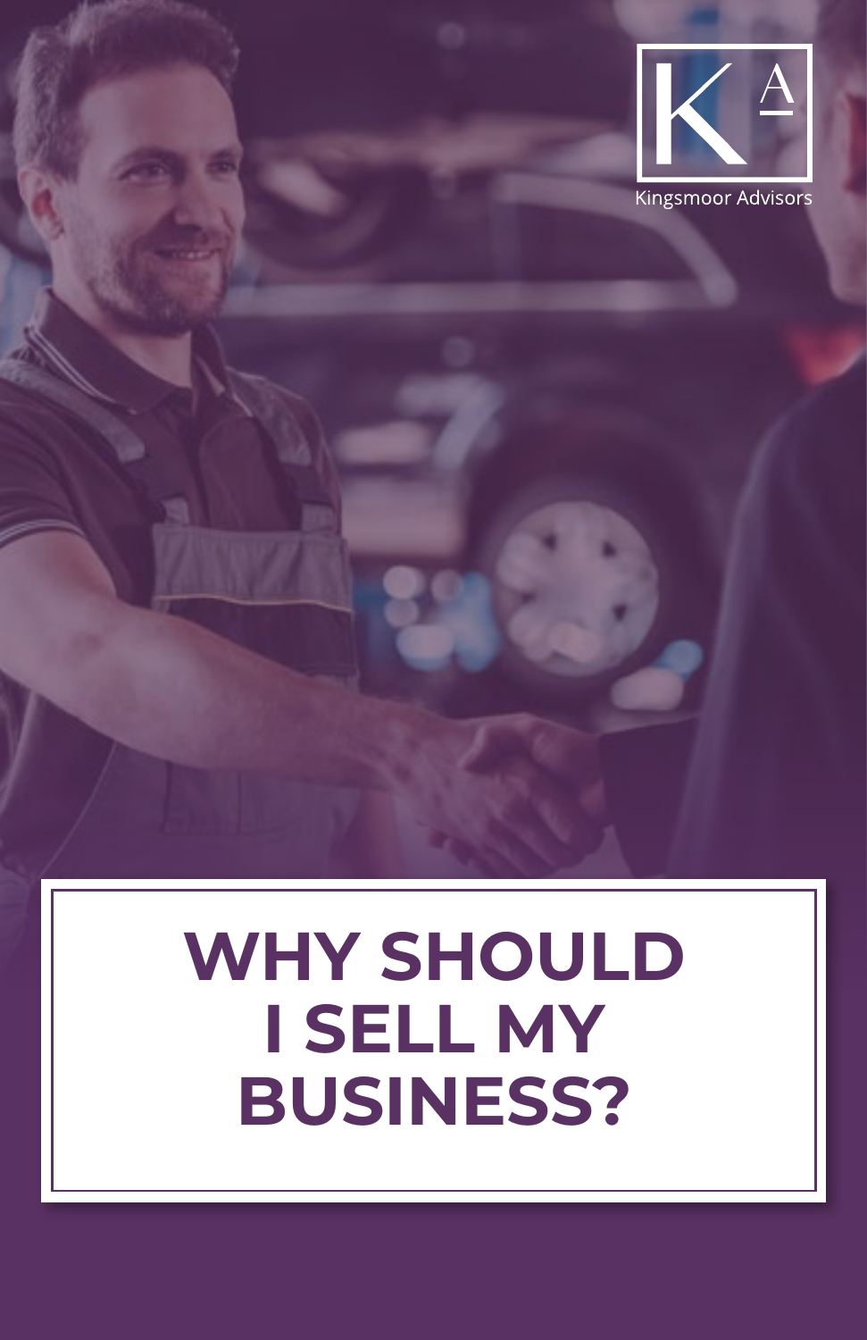Kingsmoor Advisors

# WHY SHOULD I SELL MY BUSINESS?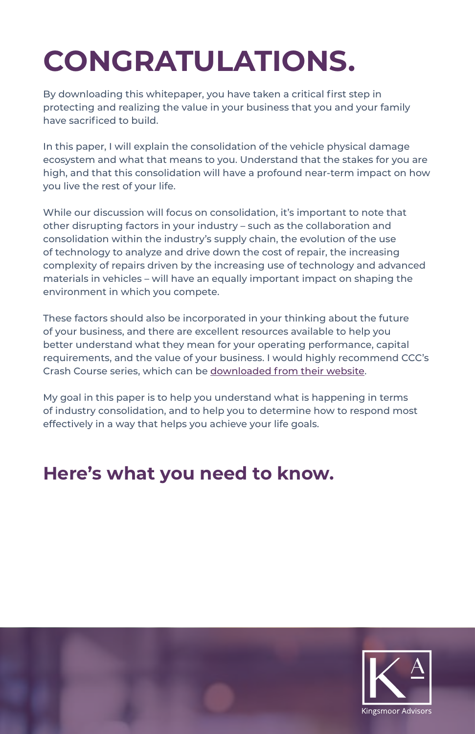# CONGRATULATIONS.

By downloading this whitepaper, you have taken a critical first step in protecting and realizing the value in your business that you and your family have sacrificed to build.

In this paper, I will explain the consolidation of the vehicle physical damage ecosystem and what that means to you. Understand that the stakes for you are high, and that this consolidation will have a profound near-term impact on how you live the rest of your life.

While our discussion will focus on consolidation, it's important to note that other disrupting factors in your industry – such as the collaboration and consolidation within the industry's supply chain, the evolution of the use of technology to analyze and drive down the cost of repair, the increasing complexity of repairs driven by the increasing use of technology and advanced materials in vehicles – will have an equally important impact on shaping the environment in which you compete.

These factors should also be incorporated in your thinking about the future of your business, and there are excellent resources available to help you better understand what they mean for your operating performance, capital requirements, and the value of your business. I would highly recommend CCC's Crash Course series, which can be downloaded from their website.

My goal in this paper is to help you understand what is happening in terms of industry consolidation, and to help you to determine how to respond most effectively in a way that helps you achieve your life goals.

## Here's what you need to know.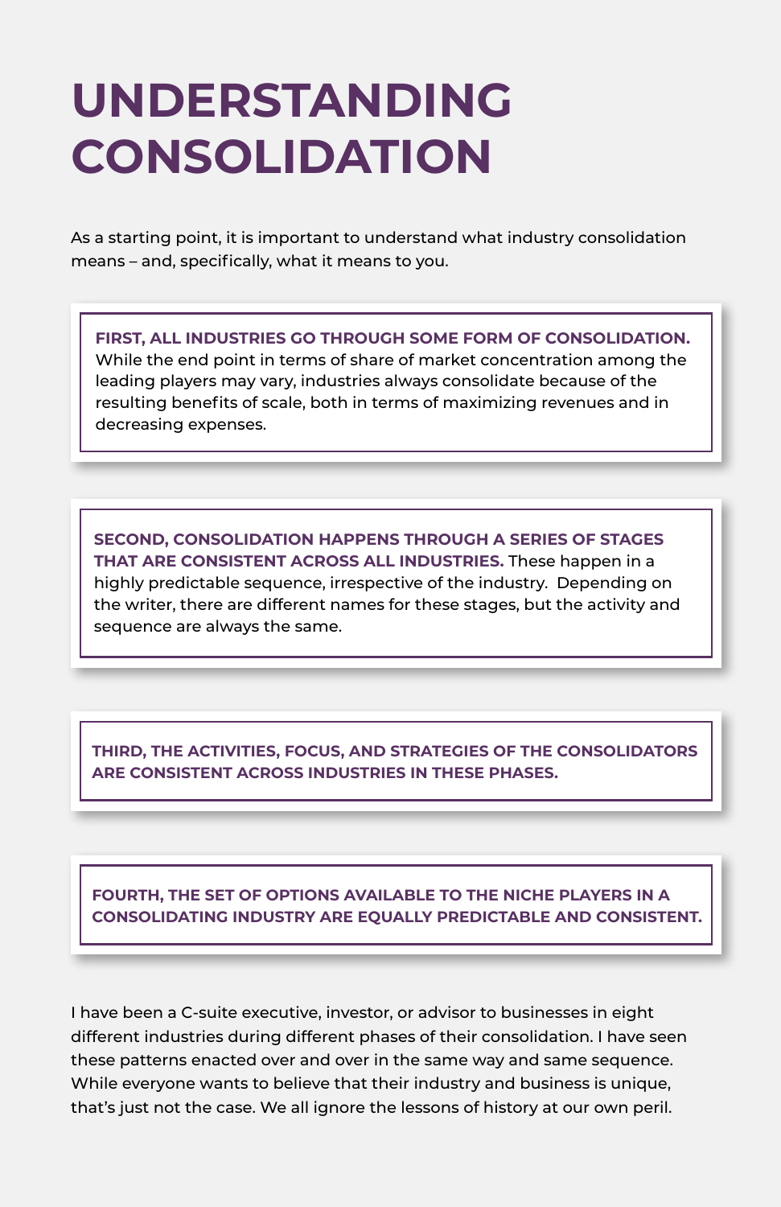# UNDERSTANDING CONSOLIDATION

As a starting point, it is important to understand what industry consolidation means – and, specifically, what it means to you.

**FIRST, ALL INDUSTRIES GO THROUGH SOME FORM OF CONSOLIDATION.** While the end point in terms of share of market concentration among the leading players may vary, industries always consolidate because of the resulting benefits of scale, both in terms of maximizing revenues and in decreasing expenses.

**SECOND, CONSOLIDATION HAPPENS THROUGH A SERIES OF STAGES THAT ARE CONSISTENT ACROSS ALL INDUSTRIES.** These happen in a highly predictable sequence, irrespective of the industry. Depending on the writer, there are different names for these stages, but the activity and sequence are always the same.

**THIRD, THE ACTIVITIES, FOCUS, AND STRATEGIES OF THE CONSOLIDATORS ARE CONSISTENT ACROSS INDUSTRIES IN THESE PHASES.**

**FOURTH, THE SET OF OPTIONS AVAILABLE TO THE NICHE PLAYERS IN A CONSOLIDATING INDUSTRY ARE EQUALLY PREDICTABLE AND CONSISTENT.**

I have been a C-suite executive, investor, or advisor to businesses in eight different industries during different phases of their consolidation. I have seen these patterns enacted over and over in the same way and same sequence. While everyone wants to believe that their industry and business is unique, that's just not the case. We all ignore the lessons of history at our own peril.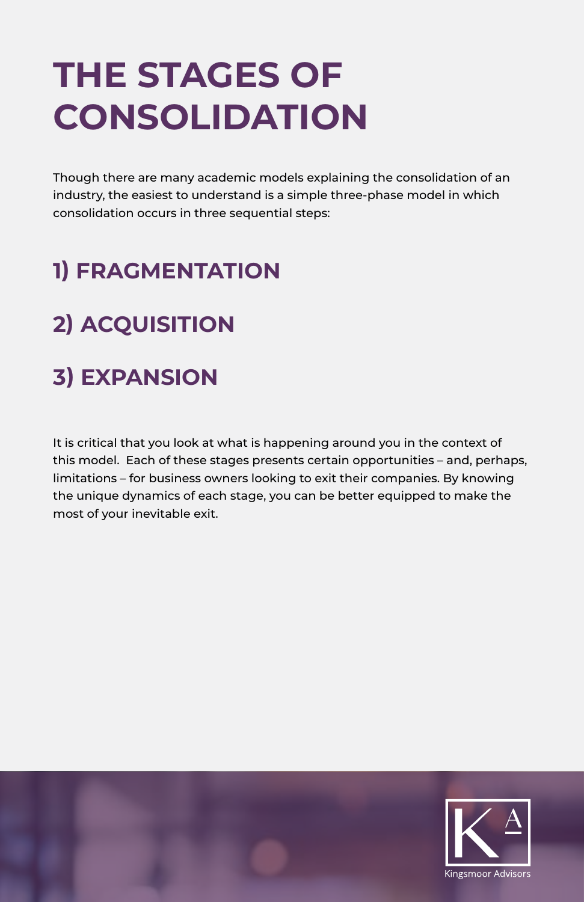# THE STAGES OF CONSOLIDATION

Though there are many academic models explaining the consolidation of an industry, the easiest to understand is a simple three-phase model in which consolidation occurs in three sequential steps:

## 1) FRAGMENTATION

## 2) ACQUISITION

## 3) EXPANSION

It is critical that you look at what is happening around you in the context of this model. Each of these stages presents certain opportunities – and, perhaps, limitations – for business owners looking to exit their companies. By knowing the unique dynamics of each stage, you can be better equipped to make the most of your inevitable exit.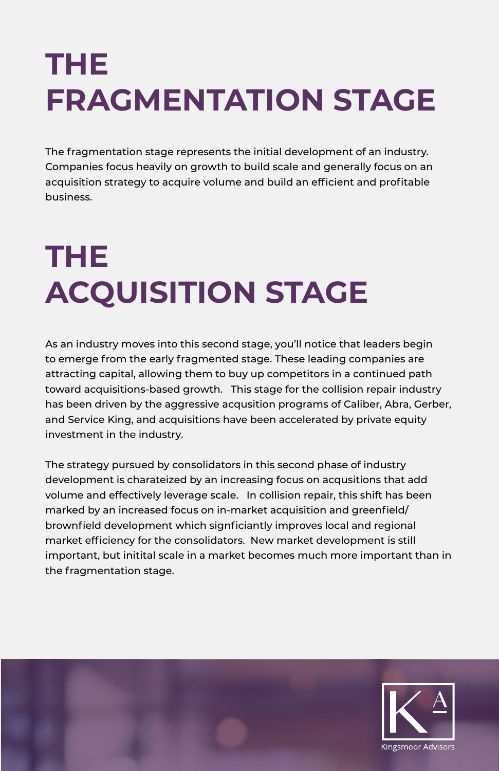# THE FRAGMENTATION STAGE

The fragmentation stage represents the initial development of an industry. Companies focus heavily on growth to build scale and generally focus on an acquisition strategy to acquire volume and build an efficient and profitable business.

# THE ACQUISITION STAGE

As an industry moves into this second stage, you'll notice that leaders begin to emerge from the early fragmented stage. These leading companies are attracting capital, allowing them to buy up competitors in a continued path toward acquisitions-based growth. This stage for the collision repair industry has been driven by the aggressive acqusition programs of Caliber, Abra, Gerber, and Service King, and acquisitions have been accelerated by private equity investment in the industry.

The strategy pursued by consolidators in this second phase of industry development is charateized by an increasing focus on acqusitions that add volume and effectively leverage scale. In collision repair, this shift has been marked by an increased focus on in-market acquisition and greenfield/brownfield development which signficiantly improves local and regional market efficiency for the consolidators. New market development is still important, but initital scale in a market becomes much more important than in the fragmentation stage.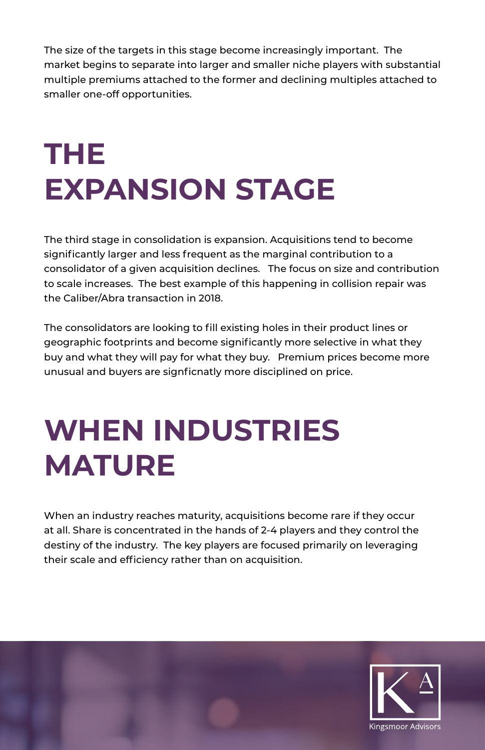The size of the targets in this stage become increasingly important. The market begins to separate into larger and smaller niche players with substantial multiple premiums attached to the former and declining multiples attached to smaller one-off opportunities.

# THE EXPANSION STAGE

The third stage in consolidation is expansion. Acquisitions tend to become significantly larger and less frequent as the marginal contribution to a consolidator of a given acquisition declines. The focus on size and contribution to scale increases. The best example of this happening in collision repair was the Caliber/Abra transaction in 2018.

The consolidators are looking to fill existing holes in their product lines or geographic footprints and become significantly more selective in what they buy and what they will pay for what they buy. Premium prices become more unusual and buyers are signficnatly more disciplined on price.

# WHEN INDUSTRIES MATURE

When an industry reaches maturity, acquisitions become rare if they occur at all. Share is concentrated in the hands of 2-4 players and they control the destiny of the industry. The key players are focused primarily on leveraging their scale and efficiency rather than on acquisition.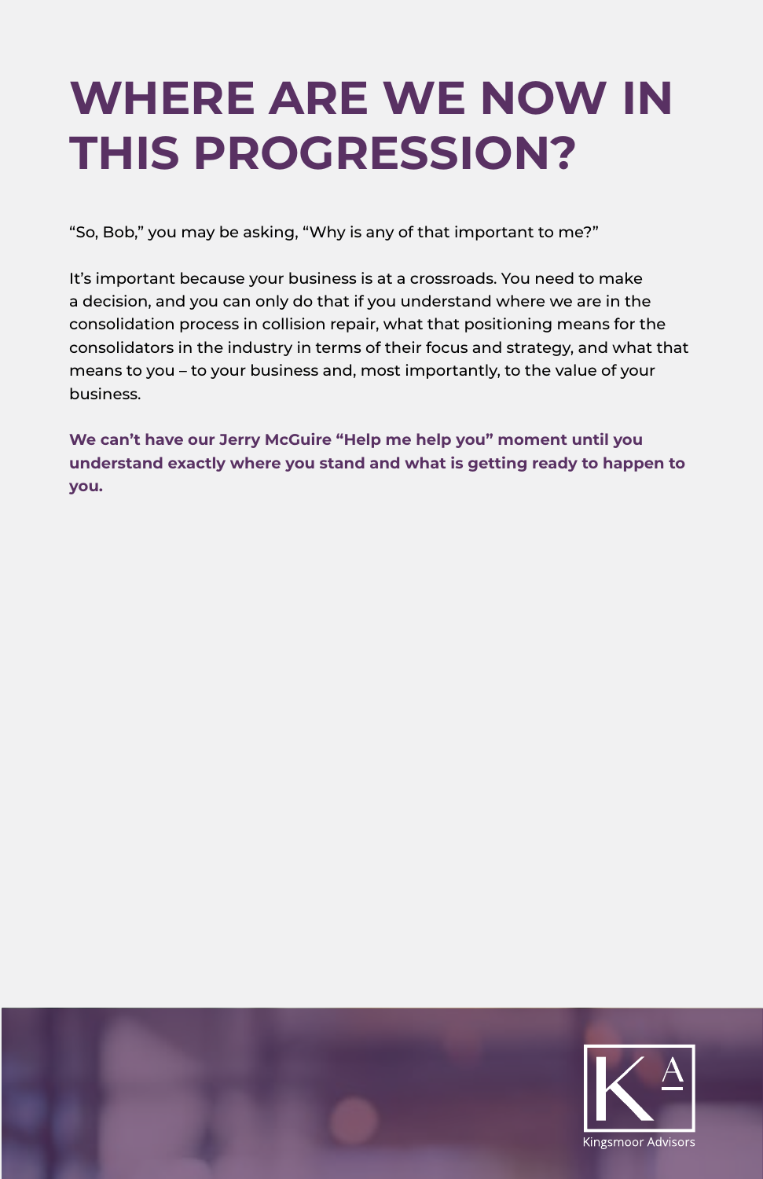# WHERE ARE WE NOW IN THIS PROGRESSION?

"So, Bob," you may be asking, "Why is any of that important to me?"

It's important because your business is at a crossroads. You need to make a decision, and you can only do that if you understand where we are in the consolidation process in collision repair, what that positioning means for the consolidators in the industry in terms of their focus and strategy, and what that means to you – to your business and, most importantly, to the value of your business.

**We can't have our Jerry McGuire "Help me help you" moment until you understand exactly where you stand and what is getting ready to happen to you.**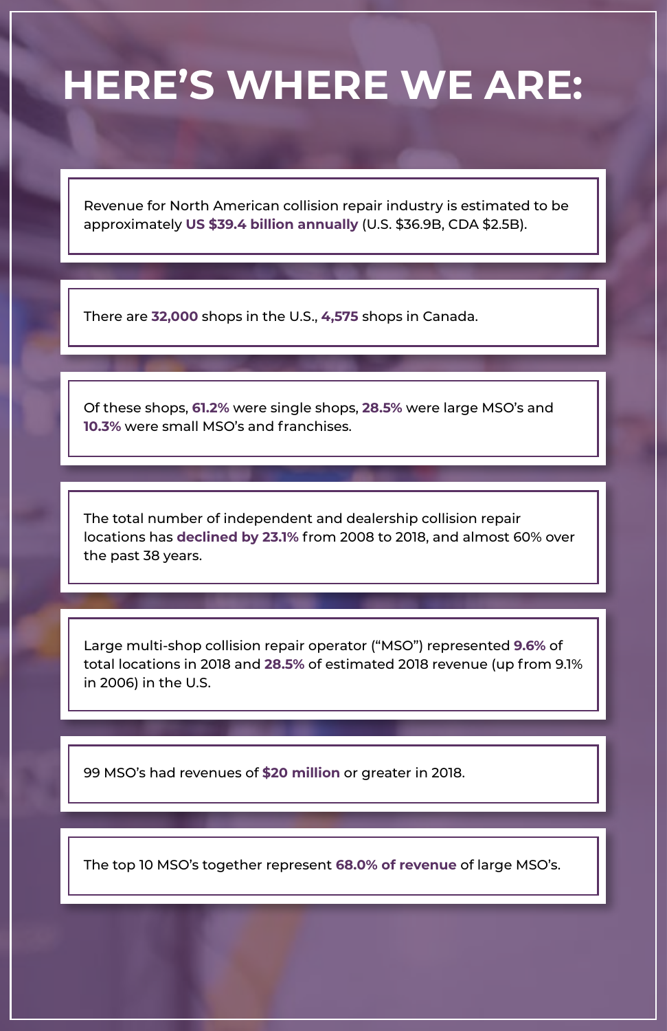# HERE'S WHERE WE ARE:

Revenue for North American collision repair industry is estimated to be approximately **US $39.4 billion annually** (U.S. $36.9B, CDA $2.5B).

There are **32,000** shops in the U.S., **4,575** shops in Canada.

Of these shops, **61.2%** were single shops, **28.5%** were large MSO's and **10.3%** were small MSO's and franchises.

The total number of independent and dealership collision repair locations has **declined by 23.1%** from 2008 to 2018, and almost 60% over the past 38 years.

Large multi-shop collision repair operator ("MSO") represented **9.6%** of total locations in 2018 and **28.5%** of estimated 2018 revenue (up from 9.1% in 2006) in the U.S.

99 MSO's had revenues of **$20 million** or greater in 2018.

The top 10 MSO's together represent **68.0% of revenue** of large MSO's.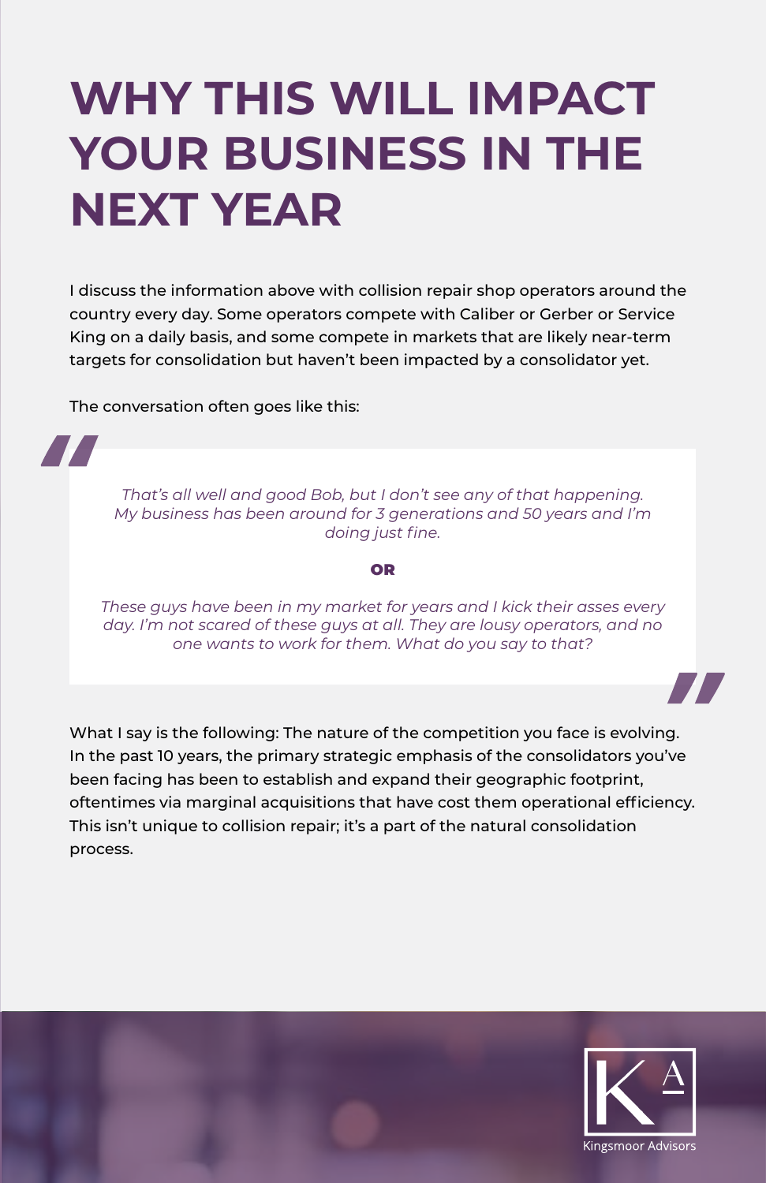# WHY THIS WILL IMPACT YOUR BUSINESS IN THE NEXT YEAR

I discuss the information above with collision repair shop operators around the country every day. Some operators compete with Caliber or Gerber or Service King on a daily basis, and some compete in markets that are likely near-term targets for consolidation but haven't been impacted by a consolidator yet.

The conversation often goes like this:

> *That's all well and good Bob, but I don't see any of that happening. My business has been around for 3 generations and 50 years and I'm doing just fine.*
>
> **OR**
>
> *These guys have been in my market for years and I kick their asses every day. I'm not scared of these guys at all. They are lousy operators, and no one wants to work for them. What do you say to that?*

What I say is the following: The nature of the competition you face is evolving. In the past 10 years, the primary strategic emphasis of the consolidators you've been facing has been to establish and expand their geographic footprint, oftentimes via marginal acquisitions that have cost them operational efficiency. This isn't unique to collision repair; it's a part of the natural consolidation process.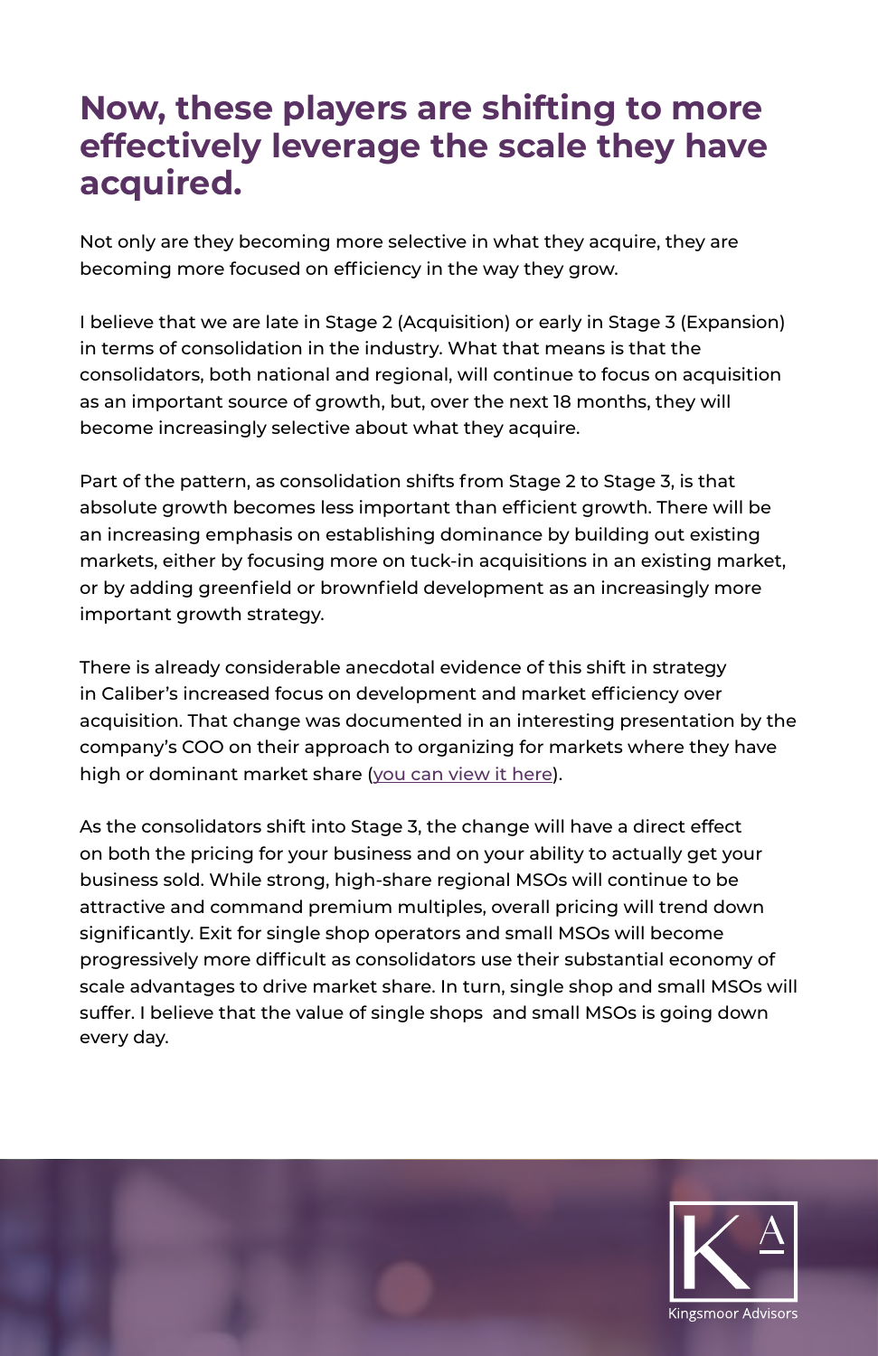# Now, these players are shifting to more effectively leverage the scale they have acquired.

Not only are they becoming more selective in what they acquire, they are becoming more focused on efficiency in the way they grow.

I believe that we are late in Stage 2 (Acquisition) or early in Stage 3 (Expansion) in terms of consolidation in the industry. What that means is that the consolidators, both national and regional, will continue to focus on acquisition as an important source of growth, but, over the next 18 months, they will become increasingly selective about what they acquire.

Part of the pattern, as consolidation shifts from Stage 2 to Stage 3, is that absolute growth becomes less important than efficient growth. There will be an increasing emphasis on establishing dominance by building out existing markets, either by focusing more on tuck-in acquisitions in an existing market, or by adding greenfield or brownfield development as an increasingly more important growth strategy.

There is already considerable anecdotal evidence of this shift in strategy in Caliber's increased focus on development and market efficiency over acquisition. That change was documented in an interesting presentation by the company's COO on their approach to organizing for markets where they have high or dominant market share (you can view it here).

As the consolidators shift into Stage 3, the change will have a direct effect on both the pricing for your business and on your ability to actually get your business sold. While strong, high-share regional MSOs will continue to be attractive and command premium multiples, overall pricing will trend down significantly. Exit for single shop operators and small MSOs will become progressively more difficult as consolidators use their substantial economy of scale advantages to drive market share. In turn, single shop and small MSOs will suffer. I believe that the value of single shops and small MSOs is going down every day.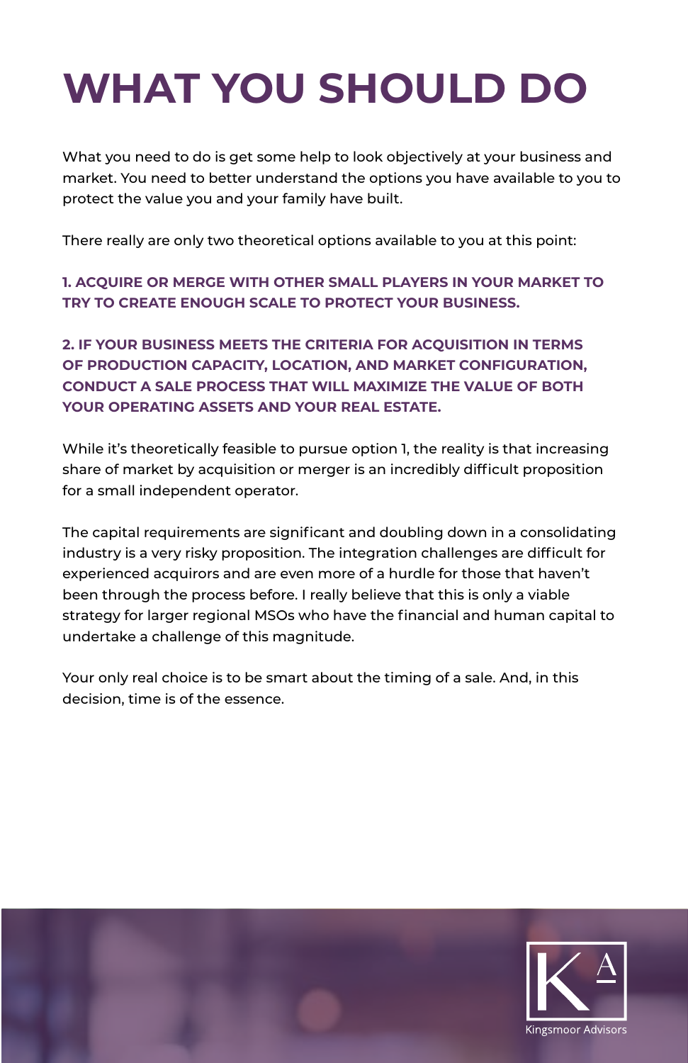# WHAT YOU SHOULD DO

What you need to do is get some help to look objectively at your business and market. You need to better understand the options you have available to you to protect the value you and your family have built.

There really are only two theoretical options available to you at this point:

**1. ACQUIRE OR MERGE WITH OTHER SMALL PLAYERS IN YOUR MARKET TO TRY TO CREATE ENOUGH SCALE TO PROTECT YOUR BUSINESS.**

**2. IF YOUR BUSINESS MEETS THE CRITERIA FOR ACQUISITION IN TERMS OF PRODUCTION CAPACITY, LOCATION, AND MARKET CONFIGURATION, CONDUCT A SALE PROCESS THAT WILL MAXIMIZE THE VALUE OF BOTH YOUR OPERATING ASSETS AND YOUR REAL ESTATE.**

While it's theoretically feasible to pursue option 1, the reality is that increasing share of market by acquisition or merger is an incredibly difficult proposition for a small independent operator.

The capital requirements are significant and doubling down in a consolidating industry is a very risky proposition. The integration challenges are difficult for experienced acquirors and are even more of a hurdle for those that haven't been through the process before. I really believe that this is only a viable strategy for larger regional MSOs who have the financial and human capital to undertake a challenge of this magnitude.

Your only real choice is to be smart about the timing of a sale. And, in this decision, time is of the essence.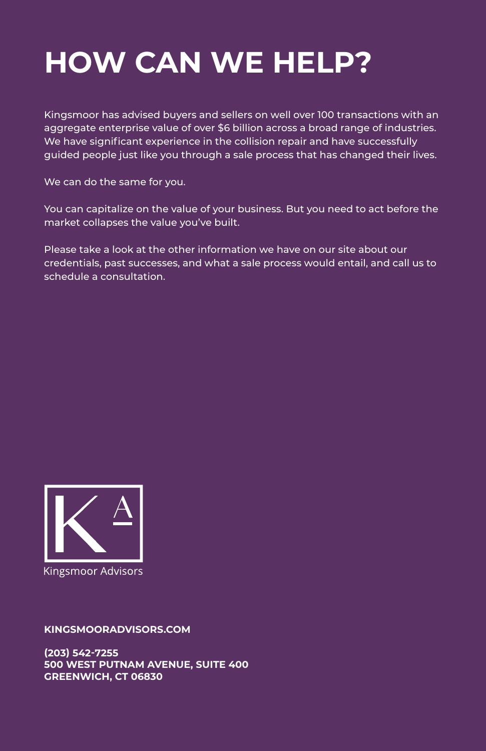# HOW CAN WE HELP?

Kingsmoor has advised buyers and sellers on well over 100 transactions with an aggregate enterprise value of over $6 billion across a broad range of industries. We have significant experience in the collision repair and have successfully guided people just like you through a sale process that has changed their lives.

We can do the same for you.

You can capitalize on the value of your business. But you need to act before the market collapses the value you've built.

Please take a look at the other information we have on our site about our credentials, past successes, and what a sale process would entail, and call us to schedule a consultation.

Kingsmoor Advisors

**KINGSMOORADVISORS.COM**

**(203) 542-7255**
**500 WEST PUTNAM AVENUE, SUITE 400**
**GREENWICH, CT 06830**